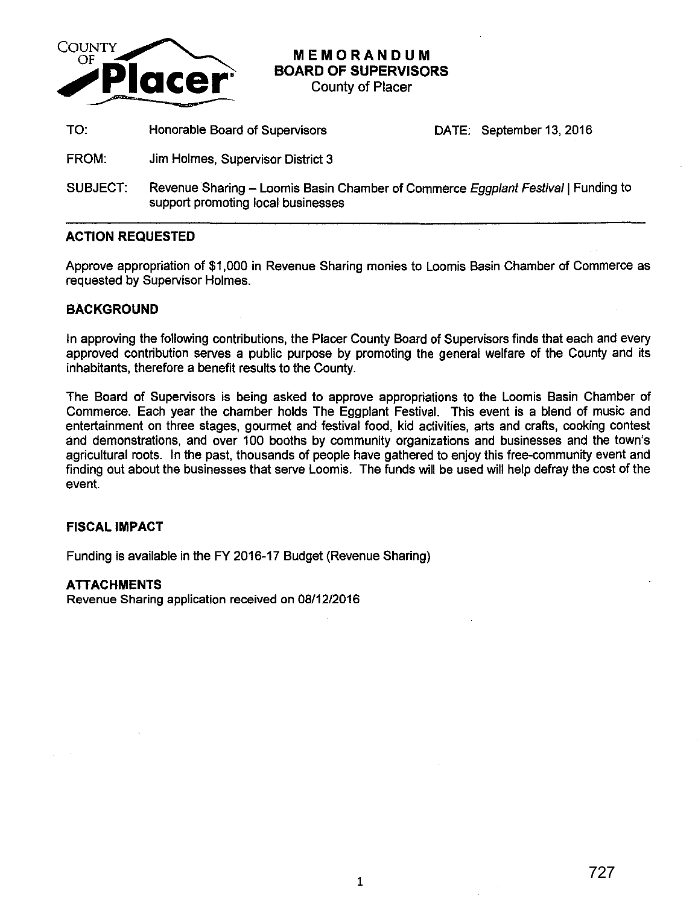County of Placer

# MEMORANDUM
## BOARD OF SUPERVISORS
County of Placer

| | | | |
|---|---|---|---|
| TO: | Honorable Board of Supervisors | DATE: | September 13, 2016 |
| FROM: | Jim Holmes, Supervisor District 3 | | |
| SUBJECT: | Revenue Sharing – Loomis Basin Chamber of Commerce *Eggplant Festival* \| Funding to support promoting local businesses | | |

---

### ACTION REQUESTED

Approve appropriation of $1,000 in Revenue Sharing monies to Loomis Basin Chamber of Commerce as requested by Supervisor Holmes.

### BACKGROUND

In approving the following contributions, the Placer County Board of Supervisors finds that each and every approved contribution serves a public purpose by promoting the general welfare of the County and its inhabitants, therefore a benefit results to the County.

The Board of Supervisors is being asked to approve appropriations to the Loomis Basin Chamber of Commerce. Each year the chamber holds The Eggplant Festival. This event is a blend of music and entertainment on three stages, gourmet and festival food, kid activities, arts and crafts, cooking contest and demonstrations, and over 100 booths by community organizations and businesses and the town's agricultural roots. In the past, thousands of people have gathered to enjoy this free-community event and finding out about the businesses that serve Loomis. The funds will be used will help defray the cost of the event.

### FISCAL IMPACT

Funding is available in the FY 2016-17 Budget (Revenue Sharing)

### ATTACHMENTS

Revenue Sharing application received on 08/12/2016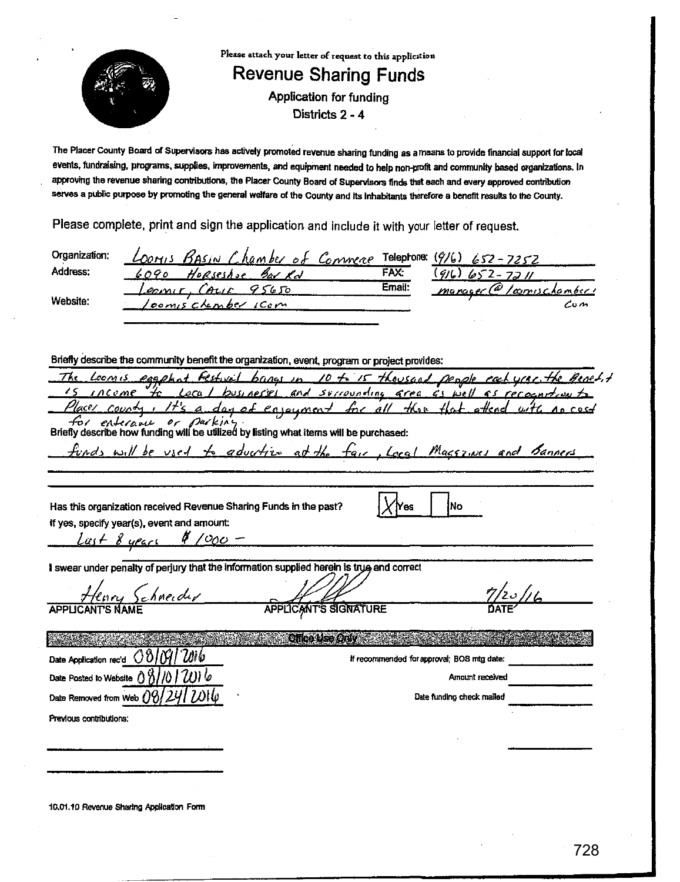Please attach your letter of request to this application

# Revenue Sharing Funds

**Application for funding**

**Districts 2 - 4**

**The Placer County Board of Supervisors has actively promoted revenue sharing funding as a means to provide financial support for local events, fundraising, programs, supplies, improvements, and equipment needed to help non-profit and community based organizations. In approving the revenue sharing contributions, the Placer County Board of Supervisors finds that each and every approved contribution serves a public purpose by promoting the general welfare of the County and its inhabitants therefore a benefit results to the County.**

Please complete, print and sign the application and include it with your letter of request.

Organization: Loomis Basin Chamber of Commerce
Telephone: (916) 652-7252
Address: 6090 Horseshoe Bar Rd
FAX: (916) 652-7211
Loomis, Calif 95650
Email: manager@loomischamber.com
Website: loomischamber.com

Briefly describe the community benefit the organization, event, program or project provides:

The Loomis eggplant Festival brings in 10 to 15 thousand people each year. The Benefit is income to local businesses and surrounding area as well as recognition to Placer county. It's a day of enjoyment for all those that attend with no cost for enterance or parking.

Briefly describe how funding will be utilized by listing what items will be purchased:

funds will be used to advertize at the fair, Local Magazines and Banners

Has this organization received Revenue Sharing Funds in the past? ☒ Yes ☐ No

If yes, specify year(s), event and amount:

Last 8 years $1000 -

I swear under penalty of perjury that the information supplied herein is true and correct

Henry Schneider — APPLICANT'S NAME
[signature] — APPLICANT'S SIGNATURE
7/20/16 — DATE

**Office Use Only**

Date Application rec'd 08/09/2016
If recommended for approval; BOS mtg date:
Date Posted to Website 08/10/2016
Amount received
Date Removed from Web 08/24/2016
Date funding check mailed
Previous contributions:

10.01.10 Revenue Sharing Application Form